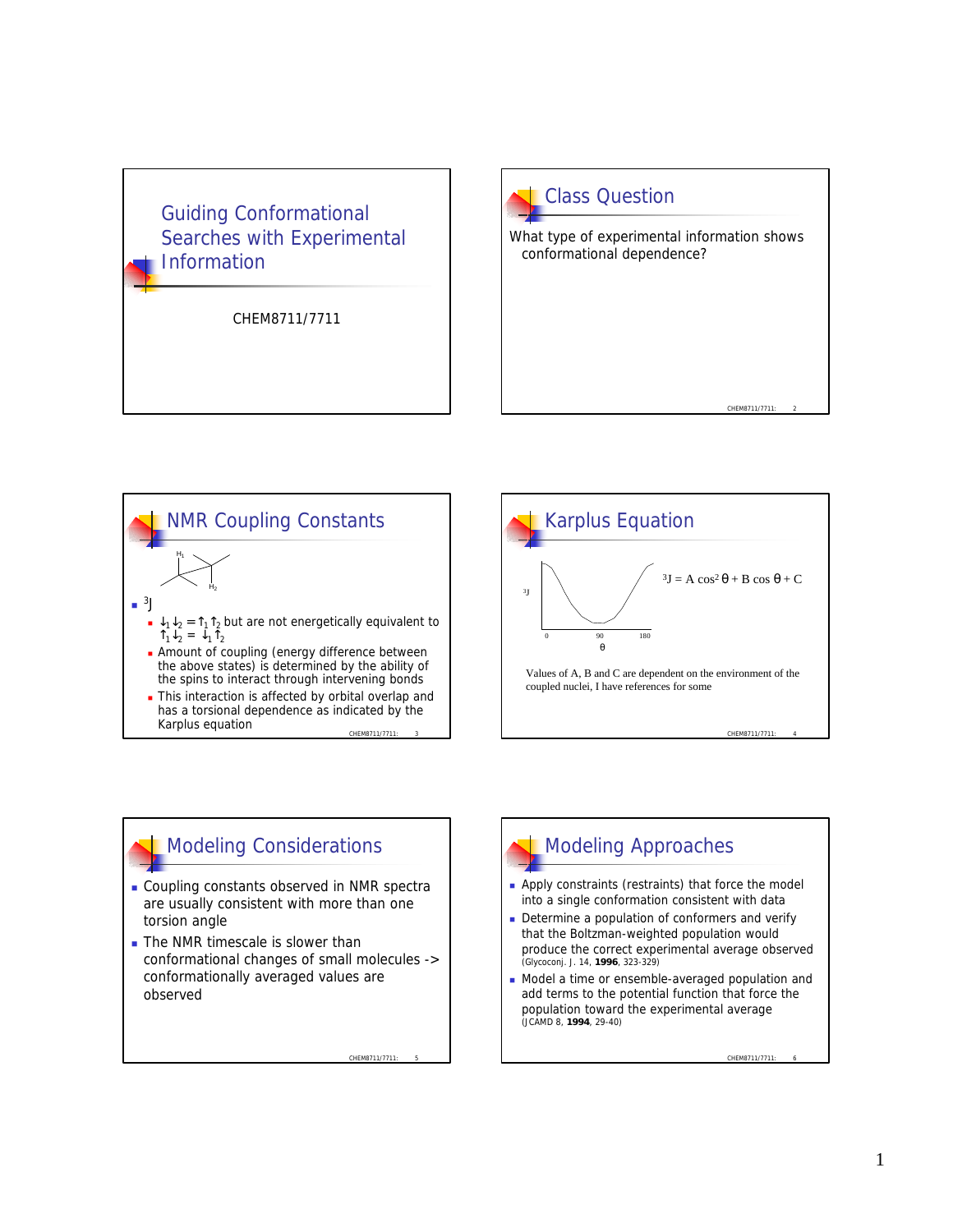# Guiding Conformational Searches with Experimental Information

CHEM8711/7711

## Class Question

What type of experimental information shows conformational dependence?

## NMR Coupling Constants

$H_1$

$H_2$

- $^3J$
  - $\downarrow_1\downarrow_2 = \uparrow_1\uparrow_2$ but are not energetically equivalent to $\uparrow_1\downarrow_2 = \downarrow_1\uparrow_2$
  - Amount of coupling (energy difference between the above states) is determined by the ability of the spins to interact through intervening bonds
  - This interaction is affected by orbital overlap and has a torsional dependence as indicated by the Karplus equation

## Karplus Equation

$^3J$

0 90 180

$\theta$

$$^3J = A\cos^2\theta + B\cos\theta + C$$

Values of A, B and C are dependent on the environment of the coupled nuclei, I have references for some

## Modeling Considerations

- Coupling constants observed in NMR spectra are usually consistent with more than one torsion angle
- The NMR timescale is slower than conformational changes of small molecules -> conformationally averaged values are observed

## Modeling Approaches

- Apply constraints (restraints) that force the model into a single conformation consistent with data
- Determine a population of conformers and verify that the Boltzman-weighted population would produce the correct experimental average observed (Glycoconj. J. 14, **1996**, 323-329)
- Model a time or ensemble-averaged population and add terms to the potential function that force the population toward the experimental average (JCAMD 8, **1994**, 29-40)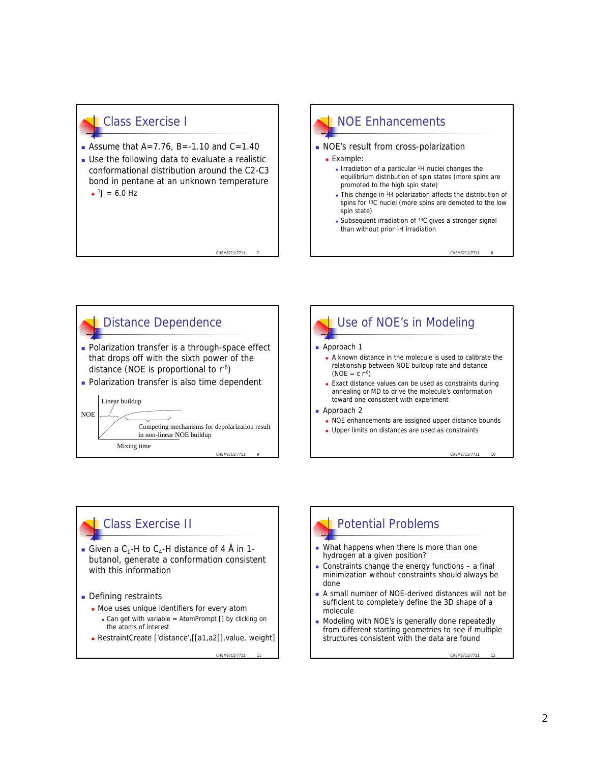## Class Exercise I

- Assume that A=7.76, B=-1.10 and C=1.40
- Use the following data to evaluate a realistic conformational distribution around the C2-C3 bond in pentane at an unknown temperature
  - $^3J$ = 6.0 Hz

## NOE Enhancements

- NOE's result from cross-polarization
  - Example:
    - Irradiation of a particular $^1$H nuclei changes the equilibrium distribution of spin states (more spins are promoted to the high spin state)
    - This change in $^1$H polarization affects the distribution of spins for $^{13}$C nuclei (more spins are demoted to the low spin state)
    - Subsequent irradiation of $^{13}$C gives a stronger signal than without prior $^1$H irradiation

## Distance Dependence

- Polarization transfer is a through-space effect that drops off with the sixth power of the distance (NOE is proportional to $r^{-6}$)
- Polarization transfer is also time dependent

Linear buildup

NOE

Competing mechanisms for depolarization result in non-linear NOE buildup

Mixing time

## Use of NOE's in Modeling

- Approach 1
  - A known distance in the molecule is used to calibrate the relationship between NOE buildup rate and distance (NOE = c $r^{-6}$)
  - Exact distance values can be used as constraints during annealing or MD to drive the molecule's conformation toward one consistent with experiment
- Approach 2
  - NOE enhancements are assigned upper distance bounds
  - Upper limits on distances are used as constraints

## Class Exercise II

- Given a $C_1$-H to $C_4$-H distance of 4 Å in 1-butanol, generate a conformation consistent with this information
- Defining restraints
  - Moe uses unique identifiers for every atom
    - Can get with variable = AtomPrompt [] by clicking on the atoms of interest
  - RestraintCreate ['distance',[[a1,a2]],value, weight]

## Potential Problems

- What happens when there is more than one hydrogen at a given position?
- Constraints change the energy functions – a final minimization without constraints should always be done
- A small number of NOE-derived distances will not be sufficient to completely define the 3D shape of a molecule
- Modeling with NOE's is generally done repeatedly from different starting geometries to see if multiple structures consistent with the data are found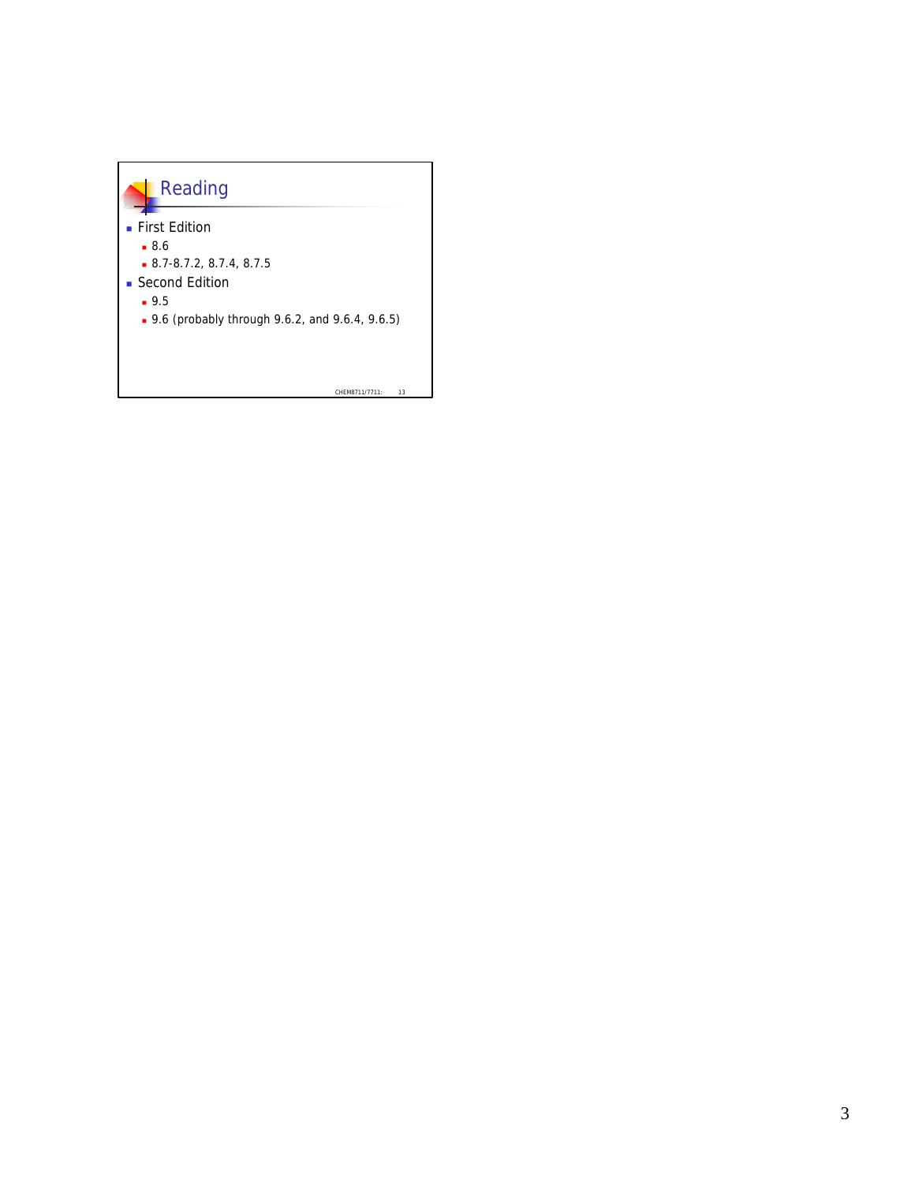## Reading

- First Edition
  - 8.6
  - 8.7-8.7.2, 8.7.4, 8.7.5
- Second Edition
  - 9.5
  - 9.6 (probably through 9.6.2, and 9.6.4, 9.6.5)